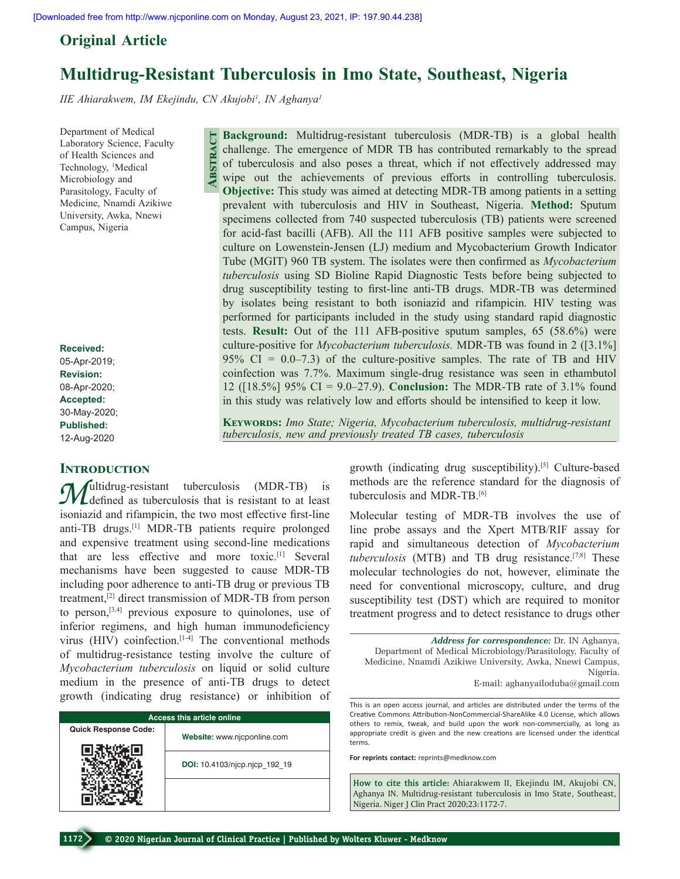Original Article

# Multidrug-Resistant Tuberculosis in Imo State, Southeast, Nigeria

*IIE Ahiarakwem, IM Ekejindu, CN Akujobi[1], IN Aghanya[1]*

Department of Medical Laboratory Science, Faculty of Health Sciences and Technology, [1]Medical Microbiology and Parasitology, Faculty of Medicine, Nnamdi Azikiwe University, Awka, Nnewi Campus, Nigeria

**Received:** 05-Apr-2019; **Revision:** 08-Apr-2020; **Accepted:** 30-May-2020; **Published:** 12-Aug-2020

## Abstract

**Background:** Multidrug-resistant tuberculosis (MDR-TB) is a global health challenge. The emergence of MDR TB has contributed remarkably to the spread of tuberculosis and also poses a threat, which if not effectively addressed may wipe out the achievements of previous efforts in controlling tuberculosis. **Objective:** This study was aimed at detecting MDR-TB among patients in a setting prevalent with tuberculosis and HIV in Southeast, Nigeria. **Method:** Sputum specimens collected from 740 suspected tuberculosis (TB) patients were screened for acid-fast bacilli (AFB). All the 111 AFB positive samples were subjected to culture on Lowenstein-Jensen (LJ) medium and Mycobacterium Growth Indicator Tube (MGIT) 960 TB system. The isolates were then confirmed as *Mycobacterium tuberculosis* using SD Bioline Rapid Diagnostic Tests before being subjected to drug susceptibility testing to first-line anti-TB drugs. MDR-TB was determined by isolates being resistant to both isoniazid and rifampicin. HIV testing was performed for participants included in the study using standard rapid diagnostic tests. **Result:** Out of the 111 AFB-positive sputum samples, 65 (58.6%) were culture-positive for *Mycobacterium tuberculosis.* MDR-TB was found in 2 ([3.1%] 95% CI = 0.0–7.3) of the culture-positive samples. The rate of TB and HIV coinfection was 7.7%. Maximum single-drug resistance was seen in ethambutol 12 ([18.5%] 95% CI = 9.0–27.9). **Conclusion:** The MDR-TB rate of 3.1% found in this study was relatively low and efforts should be intensified to keep it low.

**Keywords:** *Imo State; Nigeria, Mycobacterium tuberculosis, multidrug-resistant tuberculosis, new and previously treated TB cases, tuberculosis*

## Introduction

Multidrug-resistant tuberculosis (MDR-TB) is defined as tuberculosis that is resistant to at least isoniazid and rifampicin, the two most effective first-line anti-TB drugs.[1] MDR-TB patients require prolonged and expensive treatment using second-line medications that are less effective and more toxic.[1] Several mechanisms have been suggested to cause MDR-TB including poor adherence to anti-TB drug or previous TB treatment,[2] direct transmission of MDR-TB from person to person,[3,4] previous exposure to quinolones, use of inferior regimens, and high human immunodeficiency virus (HIV) coinfection.[1-4] The conventional methods of multidrug-resistance testing involve the culture of *Mycobacterium tuberculosis* on liquid or solid culture medium in the presence of anti-TB drugs to detect growth (indicating drug resistance) or inhibition of growth (indicating drug susceptibility).[5] Culture-based methods are the reference standard for the diagnosis of tuberculosis and MDR-TB.[6]

Molecular testing of MDR-TB involves the use of line probe assays and the Xpert MTB/RIF assay for rapid and simultaneous detection of *Mycobacterium tuberculosis* (MTB) and TB drug resistance.[7,8] These molecular technologies do not, however, eliminate the need for conventional microscopy, culture, and drug susceptibility test (DST) which are required to monitor treatment progress and to detect resistance to drugs other

**Address for correspondence:** Dr. IN Aghanya, Department of Medical Microbiology/Parasitology, Faculty of Medicine, Nnamdi Azikiwe University, Awka, Nnewi Campus, Nigeria. E-mail: aghanyailoduba@gmail.com

Access this article online — Website: www.njcponline.com — DOI: 10.4103/njcp.njcp_192_19

This is an open access journal, and articles are distributed under the terms of the Creative Commons Attribution-NonCommercial-ShareAlike 4.0 License, which allows others to remix, tweak, and build upon the work non-commercially, as long as appropriate credit is given and the new creations are licensed under the identical terms.

**For reprints contact:** reprints@medknow.com

**How to cite this article:** Ahiarakwem II, Ekejindu IM, Akujobi CN, Aghanya IN. Multidrug-resistant tuberculosis in Imo State, Southeast, Nigeria. Niger J Clin Pract 2020;23:1172-7.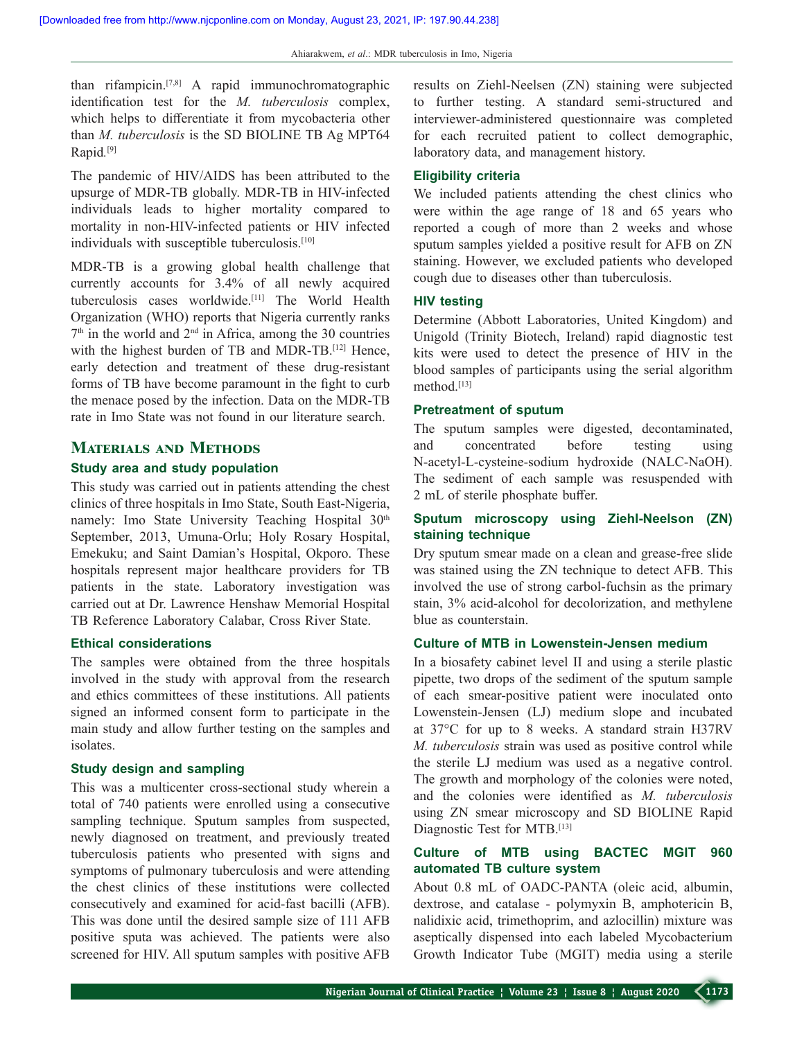than rifampicin.[7,8] A rapid immunochromatographic identification test for the *M. tuberculosis* complex, which helps to differentiate it from mycobacteria other than *M. tuberculosis* is the SD BIOLINE TB Ag MPT64 Rapid.[9]

The pandemic of HIV/AIDS has been attributed to the upsurge of MDR-TB globally. MDR-TB in HIV-infected individuals leads to higher mortality compared to mortality in non-HIV-infected patients or HIV infected individuals with susceptible tuberculosis.[10]

MDR-TB is a growing global health challenge that currently accounts for 3.4% of all newly acquired tuberculosis cases worldwide.[11] The World Health Organization (WHO) reports that Nigeria currently ranks 7th in the world and 2nd in Africa, among the 30 countries with the highest burden of TB and MDR-TB.[12] Hence, early detection and treatment of these drug-resistant forms of TB have become paramount in the fight to curb the menace posed by the infection. Data on the MDR-TB rate in Imo State was not found in our literature search.

## Materials and Methods

### Study area and study population

This study was carried out in patients attending the chest clinics of three hospitals in Imo State, South East-Nigeria, namely: Imo State University Teaching Hospital 30th September, 2013, Umuna-Orlu; Holy Rosary Hospital, Emekuku; and Saint Damian's Hospital, Okporo. These hospitals represent major healthcare providers for TB patients in the state. Laboratory investigation was carried out at Dr. Lawrence Henshaw Memorial Hospital TB Reference Laboratory Calabar, Cross River State.

### Ethical considerations

The samples were obtained from the three hospitals involved in the study with approval from the research and ethics committees of these institutions. All patients signed an informed consent form to participate in the main study and allow further testing on the samples and isolates.

### Study design and sampling

This was a multicenter cross-sectional study wherein a total of 740 patients were enrolled using a consecutive sampling technique. Sputum samples from suspected, newly diagnosed on treatment, and previously treated tuberculosis patients who presented with signs and symptoms of pulmonary tuberculosis and were attending the chest clinics of these institutions were collected consecutively and examined for acid-fast bacilli (AFB). This was done until the desired sample size of 111 AFB positive sputa was achieved. The patients were also screened for HIV. All sputum samples with positive AFB results on Ziehl-Neelsen (ZN) staining were subjected to further testing. A standard semi-structured and interviewer-administered questionnaire was completed for each recruited patient to collect demographic, laboratory data, and management history.

### Eligibility criteria

We included patients attending the chest clinics who were within the age range of 18 and 65 years who reported a cough of more than 2 weeks and whose sputum samples yielded a positive result for AFB on ZN staining. However, we excluded patients who developed cough due to diseases other than tuberculosis.

### HIV testing

Determine (Abbott Laboratories, United Kingdom) and Unigold (Trinity Biotech, Ireland) rapid diagnostic test kits were used to detect the presence of HIV in the blood samples of participants using the serial algorithm method.[13]

### Pretreatment of sputum

The sputum samples were digested, decontaminated, and concentrated before testing using N-acetyl-L-cysteine-sodium hydroxide (NALC-NaOH). The sediment of each sample was resuspended with 2 mL of sterile phosphate buffer.

### Sputum microscopy using Ziehl-Neelson (ZN) staining technique

Dry sputum smear made on a clean and grease-free slide was stained using the ZN technique to detect AFB. This involved the use of strong carbol-fuchsin as the primary stain, 3% acid-alcohol for decolorization, and methylene blue as counterstain.

### Culture of MTB in Lowenstein-Jensen medium

In a biosafety cabinet level II and using a sterile plastic pipette, two drops of the sediment of the sputum sample of each smear-positive patient were inoculated onto Lowenstein-Jensen (LJ) medium slope and incubated at 37°C for up to 8 weeks. A standard strain H37RV *M. tuberculosis* strain was used as positive control while the sterile LJ medium was used as a negative control. The growth and morphology of the colonies were noted, and the colonies were identified as *M. tuberculosis* using ZN smear microscopy and SD BIOLINE Rapid Diagnostic Test for MTB.[13]

### Culture of MTB using BACTEC MGIT 960 automated TB culture system

About 0.8 mL of OADC-PANTA (oleic acid, albumin, dextrose, and catalase - polymyxin B, amphotericin B, nalidixic acid, trimethoprim, and azlocillin) mixture was aseptically dispensed into each labeled Mycobacterium Growth Indicator Tube (MGIT) media using a sterile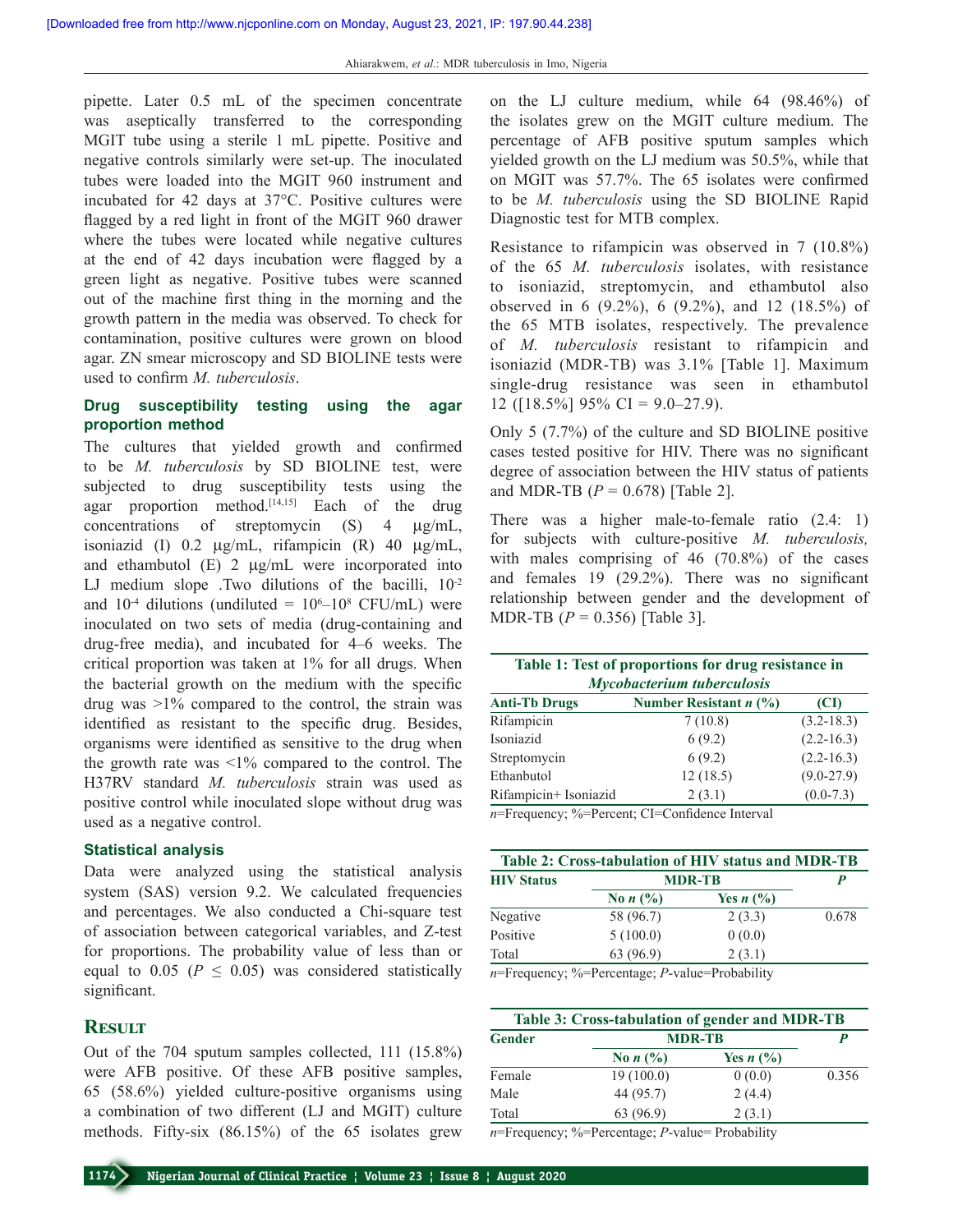pipette. Later 0.5 mL of the specimen concentrate was aseptically transferred to the corresponding MGIT tube using a sterile 1 mL pipette. Positive and negative controls similarly were set-up. The inoculated tubes were loaded into the MGIT 960 instrument and incubated for 42 days at 37°C. Positive cultures were flagged by a red light in front of the MGIT 960 drawer where the tubes were located while negative cultures at the end of 42 days incubation were flagged by a green light as negative. Positive tubes were scanned out of the machine first thing in the morning and the growth pattern in the media was observed. To check for contamination, positive cultures were grown on blood agar. ZN smear microscopy and SD BIOLINE tests were used to confirm *M. tuberculosis*.

### Drug susceptibility testing using the agar proportion method

The cultures that yielded growth and confirmed to be *M. tuberculosis* by SD BIOLINE test, were subjected to drug susceptibility tests using the agar proportion method.[14,15] Each of the drug concentrations of streptomycin (S) 4 μg/mL, isoniazid (I) 0.2 μg/mL, rifampicin (R) 40 μg/mL, and ethambutol (E) 2 μg/mL were incorporated into LJ medium slope .Two dilutions of the bacilli, $10^{-2}$ and $10^{-4}$ dilutions (undiluted = $10^{6}$–$10^{8}$ CFU/mL) were inoculated on two sets of media (drug-containing and drug-free media), and incubated for 4–6 weeks. The critical proportion was taken at 1% for all drugs. When the bacterial growth on the medium with the specific drug was >1% compared to the control, the strain was identified as resistant to the specific drug. Besides, organisms were identified as sensitive to the drug when the growth rate was <1% compared to the control. The H37RV standard *M. tuberculosis* strain was used as positive control while inoculated slope without drug was used as a negative control.

### Statistical analysis

Data were analyzed using the statistical analysis system (SAS) version 9.2. We calculated frequencies and percentages. We also conducted a Chi-square test of association between categorical variables, and Z-test for proportions. The probability value of less than or equal to 0.05 ($P \leq 0.05$) was considered statistically significant.

## Result

Out of the 704 sputum samples collected, 111 (15.8%) were AFB positive. Of these AFB positive samples, 65 (58.6%) yielded culture-positive organisms using a combination of two different (LJ and MGIT) culture methods. Fifty-six (86.15%) of the 65 isolates grew on the LJ culture medium, while 64 (98.46%) of the isolates grew on the MGIT culture medium. The percentage of AFB positive sputum samples which yielded growth on the LJ medium was 50.5%, while that on MGIT was 57.7%. The 65 isolates were confirmed to be *M. tuberculosis* using the SD BIOLINE Rapid Diagnostic test for MTB complex.

Resistance to rifampicin was observed in 7 (10.8%) of the 65 *M. tuberculosis* isolates, with resistance to isoniazid, streptomycin, and ethambutol also observed in 6 (9.2%), 6 (9.2%), and 12 (18.5%) of the 65 MTB isolates, respectively. The prevalence of *M. tuberculosis* resistant to rifampicin and isoniazid (MDR-TB) was 3.1% [Table 1]. Maximum single-drug resistance was seen in ethambutol 12 ([18.5%] 95% CI = 9.0–27.9).

Only 5 (7.7%) of the culture and SD BIOLINE positive cases tested positive for HIV. There was no significant degree of association between the HIV status of patients and MDR-TB ($P = 0.678$) [Table 2].

There was a higher male-to-female ratio (2.4: 1) for subjects with culture-positive *M. tuberculosis,* with males comprising of 46 (70.8%) of the cases and females 19 (29.2%). There was no significant relationship between gender and the development of MDR-TB ($P = 0.356$) [Table 3].

**Table 1: Test of proportions for drug resistance in *Mycobacterium tuberculosis***

| Anti-Tb Drugs | Number Resistant n (%) | (CI) |
|---|---|---|
| Rifampicin | 7 (10.8) | (3.2-18.3) |
| Isoniazid | 6 (9.2) | (2.2-16.3) |
| Streptomycin | 6 (9.2) | (2.2-16.3) |
| Ethanbutol | 12 (18.5) | (9.0-27.9) |
| Rifampicin+ Isoniazid | 2 (3.1) | (0.0-7.3) |

*n*=Frequency; %=Percent; CI=Confidence Interval

**Table 2: Cross-tabulation of HIV status and MDR-TB**

| HIV Status | MDR-TB | | P |
|---|---|---|---|
| | No n (%) | Yes n (%) | |
| Negative | 58 (96.7) | 2 (3.3) | 0.678 |
| Positive | 5 (100.0) | 0 (0.0) | |
| Total | 63 (96.9) | 2 (3.1) | |

*n*=Frequency; %=Percentage; *P*-value=Probability

**Table 3: Cross-tabulation of gender and MDR-TB**

| Gender | MDR-TB | | P |
|---|---|---|---|
| | No n (%) | Yes n (%) | |
| Female | 19 (100.0) | 0 (0.0) | 0.356 |
| Male | 44 (95.7) | 2 (4.4) | |
| Total | 63 (96.9) | 2 (3.1) | |

*n*=Frequency; %=Percentage; *P*-value= Probability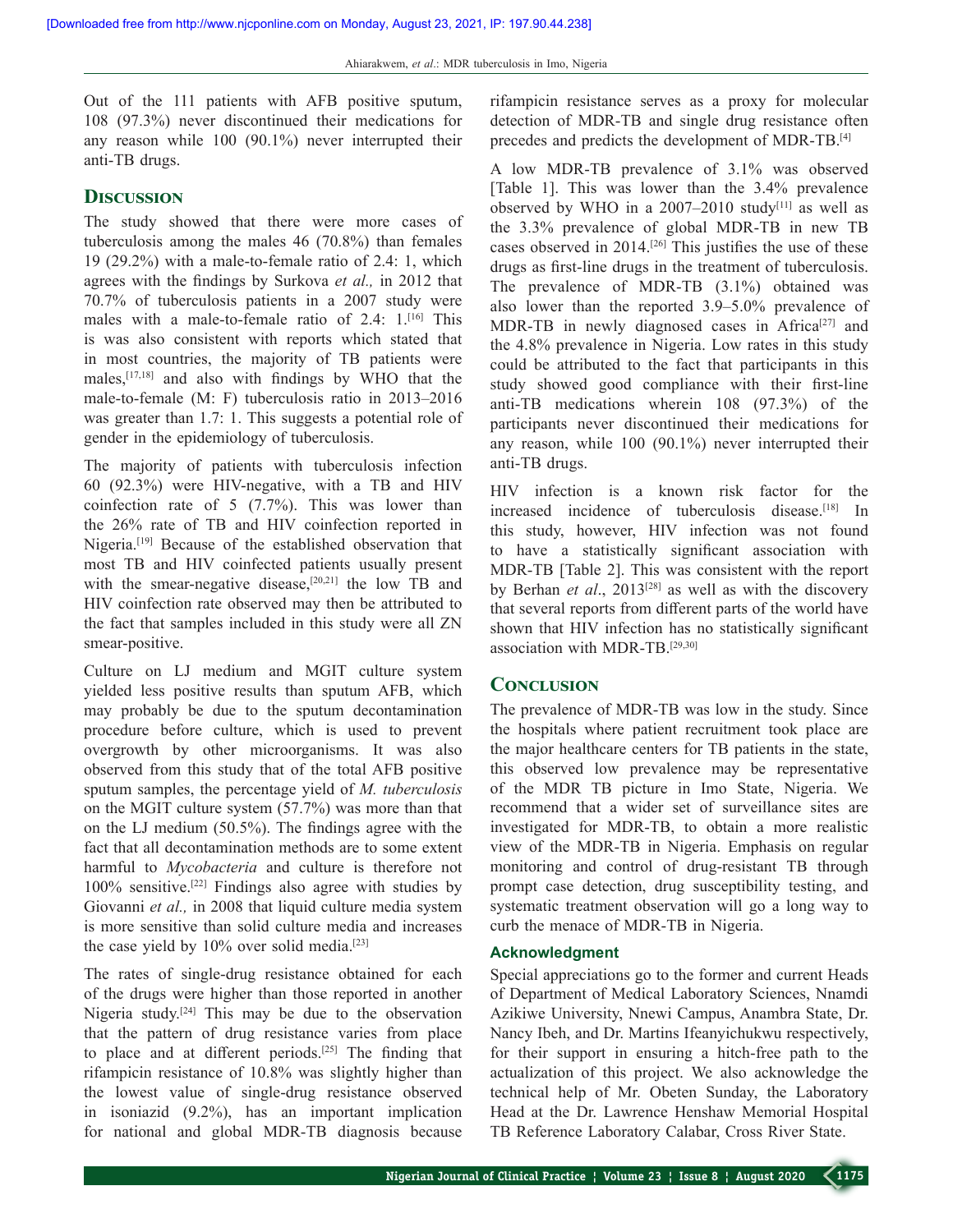Out of the 111 patients with AFB positive sputum, 108 (97.3%) never discontinued their medications for any reason while 100 (90.1%) never interrupted their anti-TB drugs.

## Discussion

The study showed that there were more cases of tuberculosis among the males 46 (70.8%) than females 19 (29.2%) with a male-to-female ratio of 2.4: 1, which agrees with the findings by Surkova *et al.,* in 2012 that 70.7% of tuberculosis patients in a 2007 study were males with a male-to-female ratio of 2.4: 1.[16] This is was also consistent with reports which stated that in most countries, the majority of TB patients were males,[17,18] and also with findings by WHO that the male-to-female (M: F) tuberculosis ratio in 2013–2016 was greater than 1.7: 1. This suggests a potential role of gender in the epidemiology of tuberculosis.

The majority of patients with tuberculosis infection 60 (92.3%) were HIV-negative, with a TB and HIV coinfection rate of 5 (7.7%). This was lower than the 26% rate of TB and HIV coinfection reported in Nigeria.[19] Because of the established observation that most TB and HIV coinfected patients usually present with the smear-negative disease,[20,21] the low TB and HIV coinfection rate observed may then be attributed to the fact that samples included in this study were all ZN smear-positive.

Culture on LJ medium and MGIT culture system yielded less positive results than sputum AFB, which may probably be due to the sputum decontamination procedure before culture, which is used to prevent overgrowth by other microorganisms. It was also observed from this study that of the total AFB positive sputum samples, the percentage yield of *M. tuberculosis* on the MGIT culture system (57.7%) was more than that on the LJ medium (50.5%). The findings agree with the fact that all decontamination methods are to some extent harmful to *Mycobacteria* and culture is therefore not 100% sensitive.[22] Findings also agree with studies by Giovanni *et al.,* in 2008 that liquid culture media system is more sensitive than solid culture media and increases the case yield by 10% over solid media.[23]

The rates of single-drug resistance obtained for each of the drugs were higher than those reported in another Nigeria study.[24] This may be due to the observation that the pattern of drug resistance varies from place to place and at different periods.[25] The finding that rifampicin resistance of 10.8% was slightly higher than the lowest value of single-drug resistance observed in isoniazid (9.2%), has an important implication for national and global MDR-TB diagnosis because rifampicin resistance serves as a proxy for molecular detection of MDR-TB and single drug resistance often precedes and predicts the development of MDR-TB.[4]

A low MDR-TB prevalence of 3.1% was observed [Table 1]. This was lower than the 3.4% prevalence observed by WHO in a 2007–2010 study[11] as well as the 3.3% prevalence of global MDR-TB in new TB cases observed in 2014.[26] This justifies the use of these drugs as first-line drugs in the treatment of tuberculosis. The prevalence of MDR-TB (3.1%) obtained was also lower than the reported 3.9–5.0% prevalence of MDR-TB in newly diagnosed cases in Africa[27] and the 4.8% prevalence in Nigeria. Low rates in this study could be attributed to the fact that participants in this study showed good compliance with their first-line anti-TB medications wherein 108 (97.3%) of the participants never discontinued their medications for any reason, while 100 (90.1%) never interrupted their anti-TB drugs.

HIV infection is a known risk factor for the increased incidence of tuberculosis disease.[18] In this study, however, HIV infection was not found to have a statistically significant association with MDR-TB [Table 2]. This was consistent with the report by Berhan *et al*., 2013[28] as well as with the discovery that several reports from different parts of the world have shown that HIV infection has no statistically significant association with MDR-TB.[29,30]

## Conclusion

The prevalence of MDR-TB was low in the study. Since the hospitals where patient recruitment took place are the major healthcare centers for TB patients in the state, this observed low prevalence may be representative of the MDR TB picture in Imo State, Nigeria. We recommend that a wider set of surveillance sites are investigated for MDR-TB, to obtain a more realistic view of the MDR-TB in Nigeria. Emphasis on regular monitoring and control of drug-resistant TB through prompt case detection, drug susceptibility testing, and systematic treatment observation will go a long way to curb the menace of MDR-TB in Nigeria.

### Acknowledgment

Special appreciations go to the former and current Heads of Department of Medical Laboratory Sciences, Nnamdi Azikiwe University, Nnewi Campus, Anambra State, Dr. Nancy Ibeh, and Dr. Martins Ifeanyichukwu respectively, for their support in ensuring a hitch-free path to the actualization of this project. We also acknowledge the technical help of Mr. Obeten Sunday, the Laboratory Head at the Dr. Lawrence Henshaw Memorial Hospital TB Reference Laboratory Calabar, Cross River State.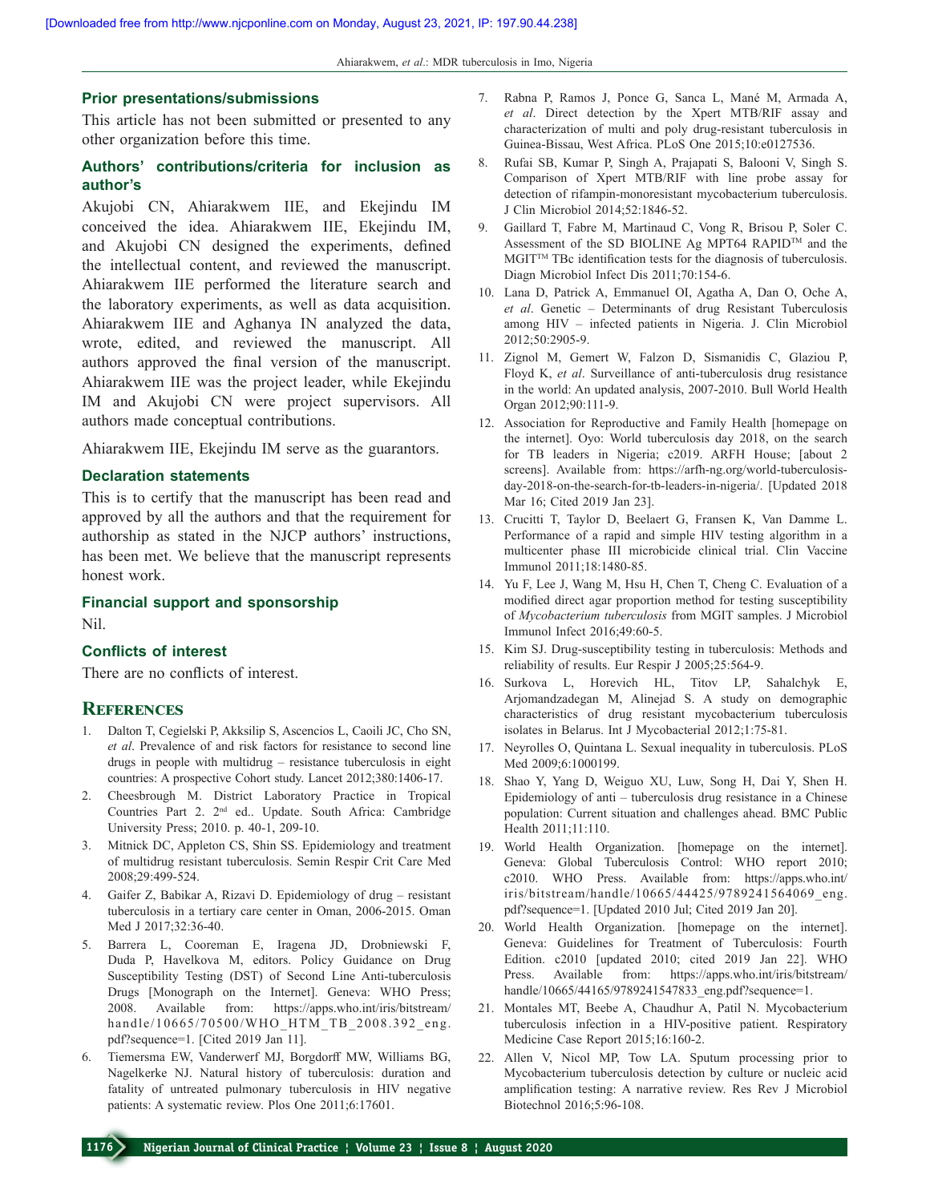### Prior presentations/submissions

This article has not been submitted or presented to any other organization before this time.

### Authors' contributions/criteria for inclusion as author's

Akujobi CN, Ahiarakwem IIE, and Ekejindu IM conceived the idea. Ahiarakwem IIE, Ekejindu IM, and Akujobi CN designed the experiments, defined the intellectual content, and reviewed the manuscript. Ahiarakwem IIE performed the literature search and the laboratory experiments, as well as data acquisition. Ahiarakwem IIE and Aghanya IN analyzed the data, wrote, edited, and reviewed the manuscript. All authors approved the final version of the manuscript. Ahiarakwem IIE was the project leader, while Ekejindu IM and Akujobi CN were project supervisors. All authors made conceptual contributions.

Ahiarakwem IIE, Ekejindu IM serve as the guarantors.

### Declaration statements

This is to certify that the manuscript has been read and approved by all the authors and that the requirement for authorship as stated in the NJCP authors' instructions, has been met. We believe that the manuscript represents honest work.

### Financial support and sponsorship

Nil.

### Conflicts of interest

There are no conflicts of interest.

## References

1. Dalton T, Cegielski P, Akksilip S, Ascencios L, Caoili JC, Cho SN, *et al*. Prevalence of and risk factors for resistance to second line drugs in people with multidrug – resistance tuberculosis in eight countries: A prospective Cohort study. Lancet 2012;380:1406-17.
2. Cheesbrough M. District Laboratory Practice in Tropical Countries Part 2. 2nd ed.. Update. South Africa: Cambridge University Press; 2010. p. 40-1, 209-10.
3. Mitnick DC, Appleton CS, Shin SS. Epidemiology and treatment of multidrug resistant tuberculosis. Semin Respir Crit Care Med 2008;29:499-524.
4. Gaifer Z, Babikar A, Rizavi D. Epidemiology of drug – resistant tuberculosis in a tertiary care center in Oman, 2006-2015. Oman Med J 2017;32:36-40.
5. Barrera L, Cooreman E, Iragena JD, Drobniewski F, Duda P, Havelkova M, editors. Policy Guidance on Drug Susceptibility Testing (DST) of Second Line Anti-tuberculosis Drugs [Monograph on the Internet]. Geneva: WHO Press; 2008. Available from: https://apps.who.int/iris/bitstream/handle/10665/70500/WHO_HTM_TB_2008.392_eng.pdf?sequence=1. [Cited 2019 Jan 11].
6. Tiemersma EW, Vanderwerf MJ, Borgdorff MW, Williams BG, Nagelkerke NJ. Natural history of tuberculosis: duration and fatality of untreated pulmonary tuberculosis in HIV negative patients: A systematic review. Plos One 2011;6:17601.
7. Rabna P, Ramos J, Ponce G, Sanca L, Mané M, Armada A, *et al*. Direct detection by the Xpert MTB/RIF assay and characterization of multi and poly drug-resistant tuberculosis in Guinea-Bissau, West Africa. PLoS One 2015;10:e0127536.
8. Rufai SB, Kumar P, Singh A, Prajapati S, Balooni V, Singh S. Comparison of Xpert MTB/RIF with line probe assay for detection of rifampin-monoresistant mycobacterium tuberculosis. J Clin Microbiol 2014;52:1846-52.
9. Gaillard T, Fabre M, Martinaud C, Vong R, Brisou P, Soler C. Assessment of the SD BIOLINE Ag MPT64 RAPID™ and the MGIT™ TBc identification tests for the diagnosis of tuberculosis. Diagn Microbiol Infect Dis 2011;70:154-6.
10. Lana D, Patrick A, Emmanuel OI, Agatha A, Dan O, Oche A, *et al*. Genetic – Determinants of drug Resistant Tuberculosis among HIV – infected patients in Nigeria. J. Clin Microbiol 2012;50:2905-9.
11. Zignol M, Gemert W, Falzon D, Sismanidis C, Glaziou P, Floyd K, *et al*. Surveillance of anti-tuberculosis drug resistance in the world: An updated analysis, 2007-2010. Bull World Health Organ 2012;90:111-9.
12. Association for Reproductive and Family Health [homepage on the internet]. Oyo: World tuberculosis day 2018, on the search for TB leaders in Nigeria; c2019. ARFH House; [about 2 screens]. Available from: https://arfh-ng.org/world-tuberculosis-day-2018-on-the-search-for-tb-leaders-in-nigeria/. [Updated 2018 Mar 16; Cited 2019 Jan 23].
13. Crucitti T, Taylor D, Beelaert G, Fransen K, Van Damme L. Performance of a rapid and simple HIV testing algorithm in a multicenter phase III microbicide clinical trial. Clin Vaccine Immunol 2011;18:1480-85.
14. Yu F, Lee J, Wang M, Hsu H, Chen T, Cheng C. Evaluation of a modified direct agar proportion method for testing susceptibility of *Mycobacterium tuberculosis* from MGIT samples. J Microbiol Immunol Infect 2016;49:60-5.
15. Kim SJ. Drug-susceptibility testing in tuberculosis: Methods and reliability of results. Eur Respir J 2005;25:564-9.
16. Surkova L, Horevich HL, Titov LP, Sahalchyk E, Arjomandzadegan M, Alinejad S. A study on demographic characteristics of drug resistant mycobacterium tuberculosis isolates in Belarus. Int J Mycobacterial 2012;1:75-81.
17. Neyrolles O, Quintana L. Sexual inequality in tuberculosis. PLoS Med 2009;6:1000199.
18. Shao Y, Yang D, Weiguo XU, Luw, Song H, Dai Y, Shen H. Epidemiology of anti – tuberculosis drug resistance in a Chinese population: Current situation and challenges ahead. BMC Public Health 2011;11:110.
19. World Health Organization. [homepage on the internet]. Geneva: Global Tuberculosis Control: WHO report 2010; c2010. WHO Press. Available from: https://apps.who.int/iris/bitstream/handle/10665/44425/9789241564069_eng.pdf?sequence=1. [Updated 2010 Jul; Cited 2019 Jan 20].
20. World Health Organization. [homepage on the internet]. Geneva: Guidelines for Treatment of Tuberculosis: Fourth Edition. c2010 [updated 2010; cited 2019 Jan 22]. WHO Press. Available from: https://apps.who.int/iris/bitstream/handle/10665/44165/9789241547833_eng.pdf?sequence=1.
21. Montales MT, Beebe A, Chaudhur A, Patil N. Mycobacterium tuberculosis infection in a HIV-positive patient. Respiratory Medicine Case Report 2015;16:160-2.
22. Allen V, Nicol MP, Tow LA. Sputum processing prior to Mycobacterium tuberculosis detection by culture or nucleic acid amplification testing: A narrative review. Res Rev J Microbiol Biotechnol 2016;5:96-108.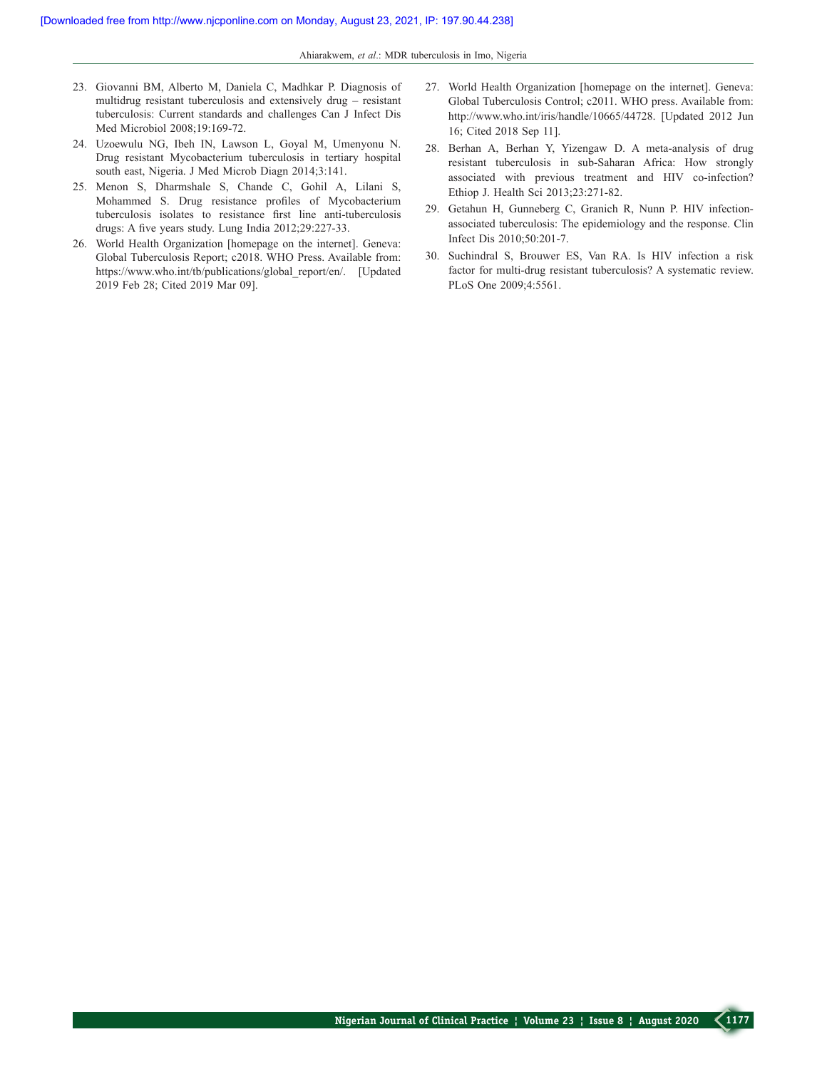23. Giovanni BM, Alberto M, Daniela C, Madhkar P. Diagnosis of multidrug resistant tuberculosis and extensively drug – resistant tuberculosis: Current standards and challenges Can J Infect Dis Med Microbiol 2008;19:169-72.
24. Uzoewulu NG, Ibeh IN, Lawson L, Goyal M, Umenyonu N. Drug resistant Mycobacterium tuberculosis in tertiary hospital south east, Nigeria. J Med Microb Diagn 2014;3:141.
25. Menon S, Dharmshale S, Chande C, Gohil A, Lilani S, Mohammed S. Drug resistance profiles of Mycobacterium tuberculosis isolates to resistance first line anti-tuberculosis drugs: A five years study. Lung India 2012;29:227-33.
26. World Health Organization [homepage on the internet]. Geneva: Global Tuberculosis Report; c2018. WHO Press. Available from: https://www.who.int/tb/publications/global_report/en/. [Updated 2019 Feb 28; Cited 2019 Mar 09].
27. World Health Organization [homepage on the internet]. Geneva: Global Tuberculosis Control; c2011. WHO press. Available from: http://www.who.int/iris/handle/10665/44728. [Updated 2012 Jun 16; Cited 2018 Sep 11].
28. Berhan A, Berhan Y, Yizengaw D. A meta-analysis of drug resistant tuberculosis in sub-Saharan Africa: How strongly associated with previous treatment and HIV co-infection? Ethiop J. Health Sci 2013;23:271-82.
29. Getahun H, Gunneberg C, Granich R, Nunn P. HIV infection-associated tuberculosis: The epidemiology and the response. Clin Infect Dis 2010;50:201-7.
30. Suchindral S, Brouwer ES, Van RA. Is HIV infection a risk factor for multi-drug resistant tuberculosis? A systematic review. PLoS One 2009;4:5561.